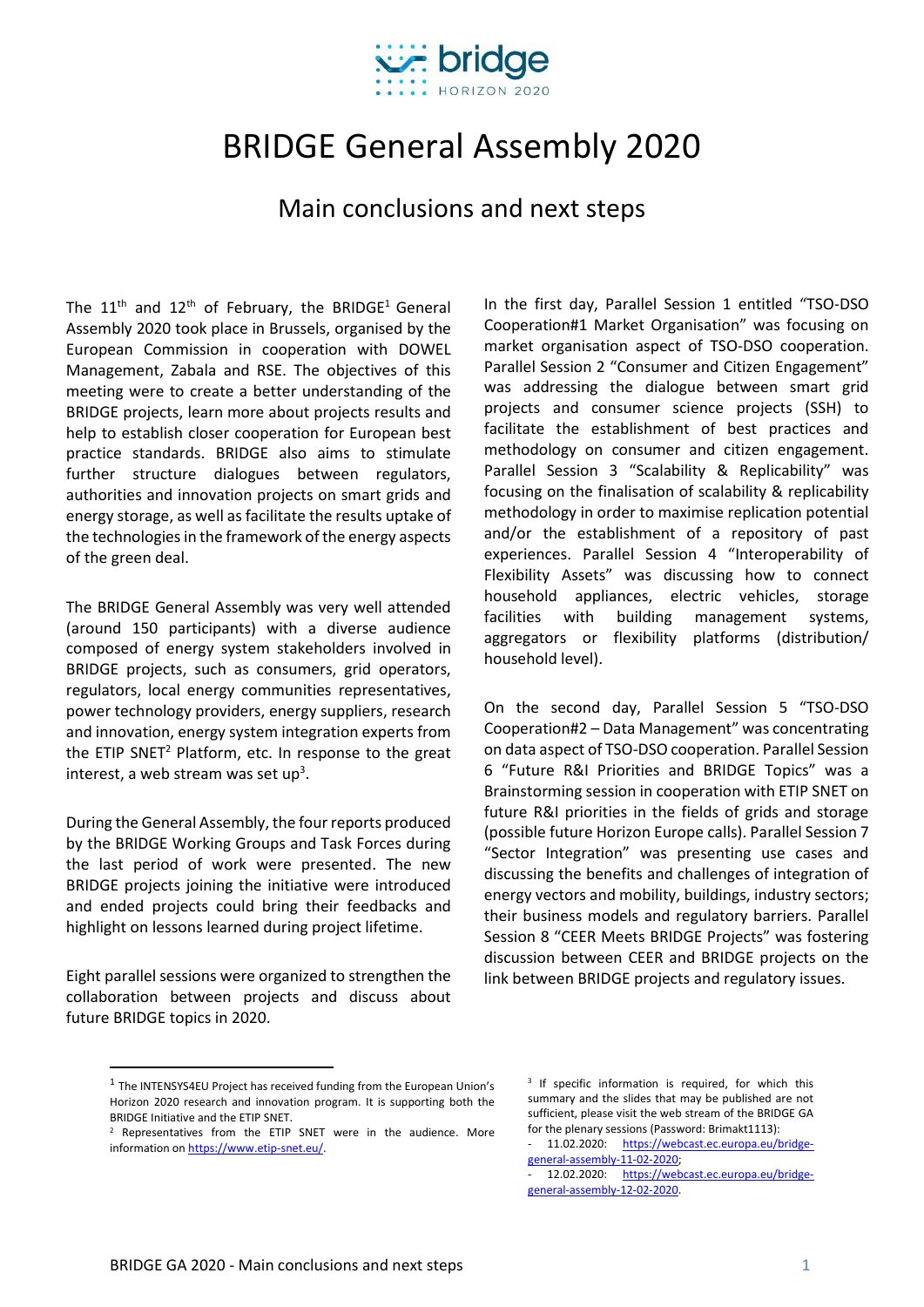# BRIDGE General Assembly 2020

## Main conclusions and next steps

The 11th and 12th of February, the BRIDGE[1] General Assembly 2020 took place in Brussels, organised by the European Commission in cooperation with DOWEL Management, Zabala and RSE. The objectives of this meeting were to create a better understanding of the BRIDGE projects, learn more about projects results and help to establish closer cooperation for European best practice standards. BRIDGE also aims to stimulate further structure dialogues between regulators, authorities and innovation projects on smart grids and energy storage, as well as facilitate the results uptake of the technologies in the framework of the energy aspects of the green deal.

The BRIDGE General Assembly was very well attended (around 150 participants) with a diverse audience composed of energy system stakeholders involved in BRIDGE projects, such as consumers, grid operators, regulators, local energy communities representatives, power technology providers, energy suppliers, research and innovation, energy system integration experts from the ETIP SNET[2] Platform, etc. In response to the great interest, a web stream was set up[3].

During the General Assembly, the four reports produced by the BRIDGE Working Groups and Task Forces during the last period of work were presented. The new BRIDGE projects joining the initiative were introduced and ended projects could bring their feedbacks and highlight on lessons learned during project lifetime.

Eight parallel sessions were organized to strengthen the collaboration between projects and discuss about future BRIDGE topics in 2020.

In the first day, Parallel Session 1 entitled "TSO-DSO Cooperation#1 Market Organisation" was focusing on market organisation aspect of TSO-DSO cooperation. Parallel Session 2 "Consumer and Citizen Engagement" was addressing the dialogue between smart grid projects and consumer science projects (SSH) to facilitate the establishment of best practices and methodology on consumer and citizen engagement. Parallel Session 3 "Scalability & Replicability" was focusing on the finalisation of scalability & replicability methodology in order to maximise replication potential and/or the establishment of a repository of past experiences. Parallel Session 4 "Interoperability of Flexibility Assets" was discussing how to connect household appliances, electric vehicles, storage facilities with building management systems, aggregators or flexibility platforms (distribution/ household level).

On the second day, Parallel Session 5 "TSO-DSO Cooperation#2 – Data Management" was concentrating on data aspect of TSO-DSO cooperation. Parallel Session 6 "Future R&I Priorities and BRIDGE Topics" was a Brainstorming session in cooperation with ETIP SNET on future R&I priorities in the fields of grids and storage (possible future Horizon Europe calls). Parallel Session 7 "Sector Integration" was presenting use cases and discussing the benefits and challenges of integration of energy vectors and mobility, buildings, industry sectors; their business models and regulatory barriers. Parallel Session 8 "CEER Meets BRIDGE Projects" was fostering discussion between CEER and BRIDGE projects on the link between BRIDGE projects and regulatory issues.

---

[1] The INTENSYS4EU Project has received funding from the European Union's Horizon 2020 research and innovation program. It is supporting both the BRIDGE Initiative and the ETIP SNET.

[2] Representatives from the ETIP SNET were in the audience. More information on https://www.etip-snet.eu/.

[3] If specific information is required, for which this summary and the slides that may be published are not sufficient, please visit the web stream of the BRIDGE GA for the plenary sessions (Password: Brimakt1113):

- 11.02.2020: https://webcast.ec.europa.eu/bridge-general-assembly-11-02-2020;
- 12.02.2020: https://webcast.ec.europa.eu/bridge-general-assembly-12-02-2020.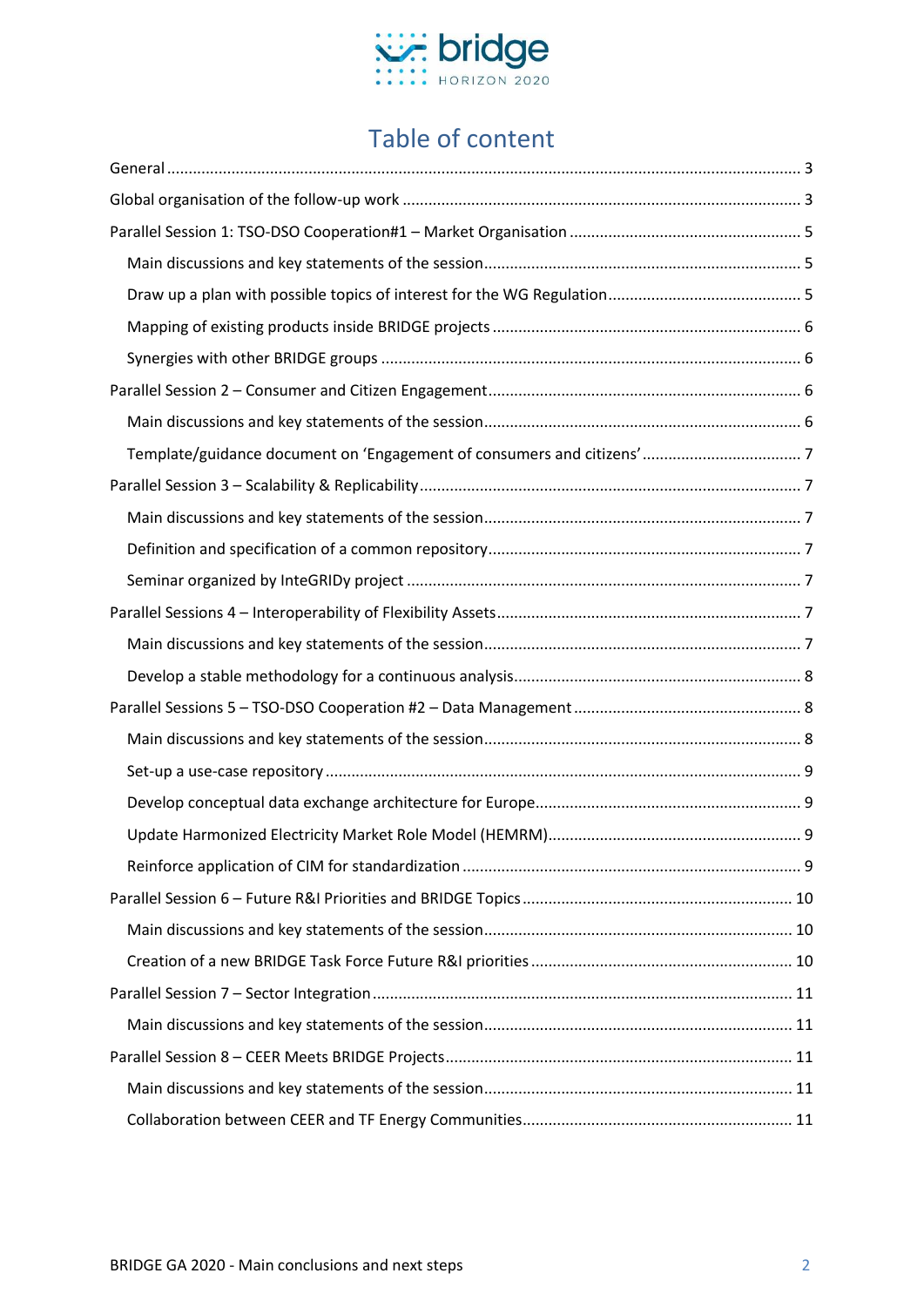# Table of content

- General ... 3
- Global organisation of the follow-up work ... 3
- Parallel Session 1: TSO-DSO Cooperation#1 – Market Organisation ... 5
  - Main discussions and key statements of the session ... 5
  - Draw up a plan with possible topics of interest for the WG Regulation ... 5
  - Mapping of existing products inside BRIDGE projects ... 6
  - Synergies with other BRIDGE groups ... 6
- Parallel Session 2 – Consumer and Citizen Engagement ... 6
  - Main discussions and key statements of the session ... 6
  - Template/guidance document on 'Engagement of consumers and citizens' ... 7
- Parallel Session 3 – Scalability & Replicability ... 7
  - Main discussions and key statements of the session ... 7
  - Definition and specification of a common repository ... 7
  - Seminar organized by InteGRIDy project ... 7
- Parallel Sessions 4 – Interoperability of Flexibility Assets ... 7
  - Main discussions and key statements of the session ... 7
  - Develop a stable methodology for a continuous analysis ... 8
- Parallel Sessions 5 – TSO-DSO Cooperation #2 – Data Management ... 8
  - Main discussions and key statements of the session ... 8
  - Set-up a use-case repository ... 9
  - Develop conceptual data exchange architecture for Europe ... 9
  - Update Harmonized Electricity Market Role Model (HEMRM) ... 9
  - Reinforce application of CIM for standardization ... 9
- Parallel Session 6 – Future R&I Priorities and BRIDGE Topics ... 10
  - Main discussions and key statements of the session ... 10
  - Creation of a new BRIDGE Task Force Future R&I priorities ... 10
- Parallel Session 7 – Sector Integration ... 11
  - Main discussions and key statements of the session ... 11
- Parallel Session 8 – CEER Meets BRIDGE Projects ... 11
  - Main discussions and key statements of the session ... 11
  - Collaboration between CEER and TF Energy Communities ... 11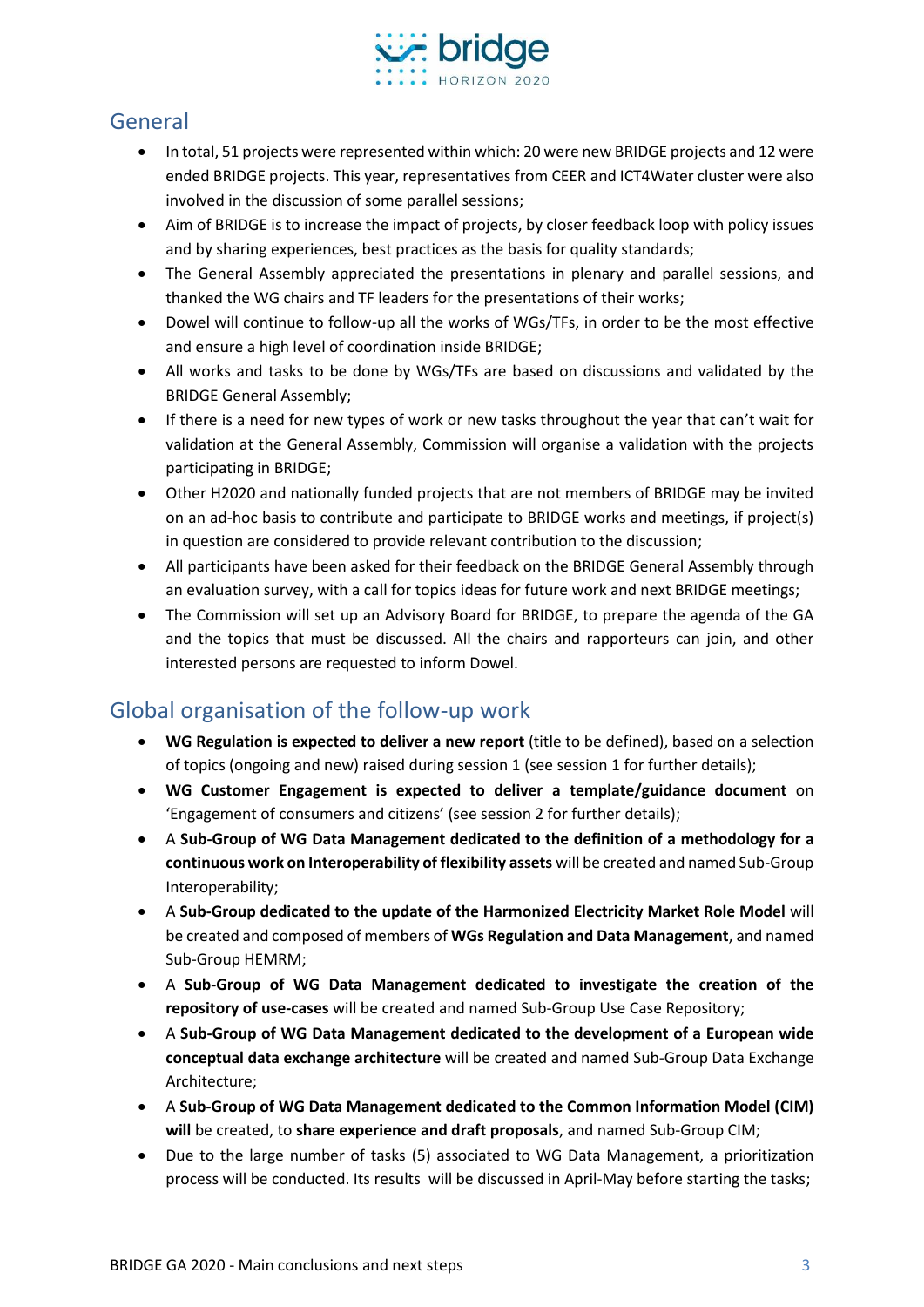## General

- In total, 51 projects were represented within which: 20 were new BRIDGE projects and 12 were ended BRIDGE projects. This year, representatives from CEER and ICT4Water cluster were also involved in the discussion of some parallel sessions;
- Aim of BRIDGE is to increase the impact of projects, by closer feedback loop with policy issues and by sharing experiences, best practices as the basis for quality standards;
- The General Assembly appreciated the presentations in plenary and parallel sessions, and thanked the WG chairs and TF leaders for the presentations of their works;
- Dowel will continue to follow-up all the works of WGs/TFs, in order to be the most effective and ensure a high level of coordination inside BRIDGE;
- All works and tasks to be done by WGs/TFs are based on discussions and validated by the BRIDGE General Assembly;
- If there is a need for new types of work or new tasks throughout the year that can't wait for validation at the General Assembly, Commission will organise a validation with the projects participating in BRIDGE;
- Other H2020 and nationally funded projects that are not members of BRIDGE may be invited on an ad-hoc basis to contribute and participate to BRIDGE works and meetings, if project(s) in question are considered to provide relevant contribution to the discussion;
- All participants have been asked for their feedback on the BRIDGE General Assembly through an evaluation survey, with a call for topics ideas for future work and next BRIDGE meetings;
- The Commission will set up an Advisory Board for BRIDGE, to prepare the agenda of the GA and the topics that must be discussed. All the chairs and rapporteurs can join, and other interested persons are requested to inform Dowel.

## Global organisation of the follow-up work

- **WG Regulation is expected to deliver a new report** (title to be defined), based on a selection of topics (ongoing and new) raised during session 1 (see session 1 for further details);
- **WG Customer Engagement is expected to deliver a template/guidance document** on 'Engagement of consumers and citizens' (see session 2 for further details);
- A **Sub-Group of WG Data Management dedicated to the definition of a methodology for a continuous work on Interoperability of flexibility assets** will be created and named Sub-Group Interoperability;
- A **Sub-Group dedicated to the update of the Harmonized Electricity Market Role Model** will be created and composed of members of **WGs Regulation and Data Management**, and named Sub-Group HEMRM;
- A **Sub-Group of WG Data Management dedicated to investigate the creation of the repository of use-cases** will be created and named Sub-Group Use Case Repository;
- A **Sub-Group of WG Data Management dedicated to the development of a European wide conceptual data exchange architecture** will be created and named Sub-Group Data Exchange Architecture;
- A **Sub-Group of WG Data Management dedicated to the Common Information Model (CIM) will** be created, to **share experience and draft proposals**, and named Sub-Group CIM;
- Due to the large number of tasks (5) associated to WG Data Management, a prioritization process will be conducted. Its results will be discussed in April-May before starting the tasks;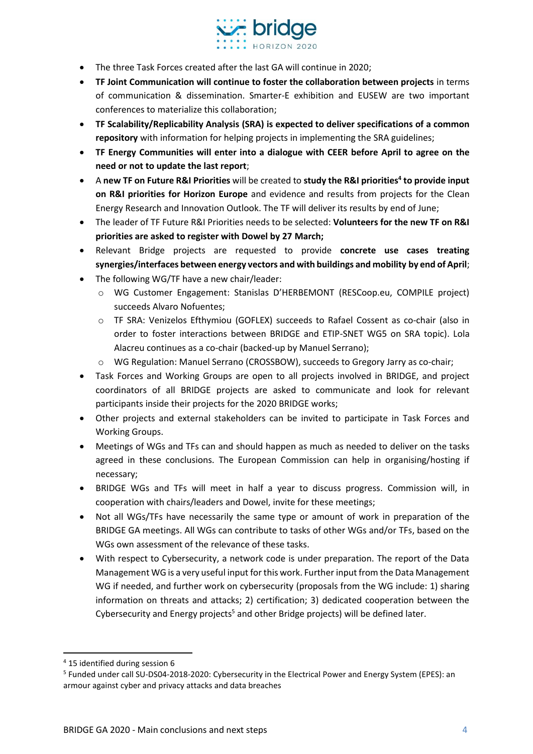- The three Task Forces created after the last GA will continue in 2020;
- **TF Joint Communication will continue to foster the collaboration between projects** in terms of communication & dissemination. Smarter-E exhibition and EUSEW are two important conferences to materialize this collaboration;
- **TF Scalability/Replicability Analysis (SRA) is expected to deliver specifications of a common repository** with information for helping projects in implementing the SRA guidelines;
- **TF Energy Communities will enter into a dialogue with CEER before April to agree on the need or not to update the last report**;
- A **new TF on Future R&I Priorities** will be created to **study the R&I priorities[4] to provide input on R&I priorities for Horizon Europe** and evidence and results from projects for the Clean Energy Research and Innovation Outlook. The TF will deliver its results by end of June;
- The leader of TF Future R&I Priorities needs to be selected: **Volunteers for the new TF on R&I priorities are asked to register with Dowel by 27 March;**
- Relevant Bridge projects are requested to provide **concrete use cases treating synergies/interfaces between energy vectors and with buildings and mobility by end of April**;
- The following WG/TF have a new chair/leader:
  - WG Customer Engagement: Stanislas D'HERBEMONT (RESCoop.eu, COMPILE project) succeeds Alvaro Nofuentes;
  - TF SRA: Venizelos Efthymiou (GOFLEX) succeeds to Rafael Cossent as co-chair (also in order to foster interactions between BRIDGE and ETIP-SNET WG5 on SRA topic). Lola Alacreu continues as a co-chair (backed-up by Manuel Serrano);
  - WG Regulation: Manuel Serrano (CROSSBOW), succeeds to Gregory Jarry as co-chair;
- Task Forces and Working Groups are open to all projects involved in BRIDGE, and project coordinators of all BRIDGE projects are asked to communicate and look for relevant participants inside their projects for the 2020 BRIDGE works;
- Other projects and external stakeholders can be invited to participate in Task Forces and Working Groups.
- Meetings of WGs and TFs can and should happen as much as needed to deliver on the tasks agreed in these conclusions. The European Commission can help in organising/hosting if necessary;
- BRIDGE WGs and TFs will meet in half a year to discuss progress. Commission will, in cooperation with chairs/leaders and Dowel, invite for these meetings;
- Not all WGs/TFs have necessarily the same type or amount of work in preparation of the BRIDGE GA meetings. All WGs can contribute to tasks of other WGs and/or TFs, based on the WGs own assessment of the relevance of these tasks.
- With respect to Cybersecurity, a network code is under preparation. The report of the Data Management WG is a very useful input for this work. Further input from the Data Management WG if needed, and further work on cybersecurity (proposals from the WG include: 1) sharing information on threats and attacks; 2) certification; 3) dedicated cooperation between the Cybersecurity and Energy projects[5] and other Bridge projects) will be defined later.

---

[4] 15 identified during session 6

[5] Funded under call SU-DS04-2018-2020: Cybersecurity in the Electrical Power and Energy System (EPES): an armour against cyber and privacy attacks and data breaches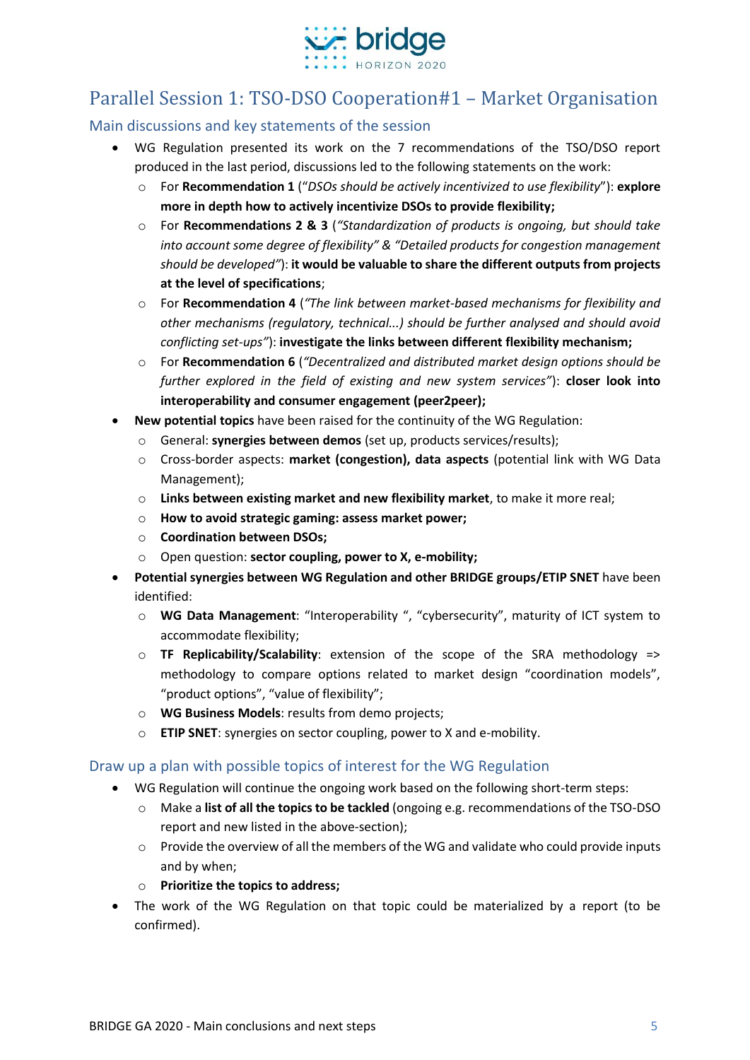## Parallel Session 1: TSO-DSO Cooperation#1 – Market Organisation

### Main discussions and key statements of the session

- WG Regulation presented its work on the 7 recommendations of the TSO/DSO report produced in the last period, discussions led to the following statements on the work:
  - For **Recommendation 1** ("*DSOs should be actively incentivized to use flexibility*"): **explore more in depth how to actively incentivize DSOs to provide flexibility;**
  - For **Recommendations 2 & 3** (*"Standardization of products is ongoing, but should take into account some degree of flexibility" & "Detailed products for congestion management should be developed"*): **it would be valuable to share the different outputs from projects at the level of specifications**;
  - For **Recommendation 4** (*"The link between market-based mechanisms for flexibility and other mechanisms (regulatory, technical...) should be further analysed and should avoid conflicting set-ups"*): **investigate the links between different flexibility mechanism;**
  - For **Recommendation 6** (*"Decentralized and distributed market design options should be further explored in the field of existing and new system services"*): **closer look into interoperability and consumer engagement (peer2peer);**
- **New potential topics** have been raised for the continuity of the WG Regulation:
  - General: **synergies between demos** (set up, products services/results);
  - Cross-border aspects: **market (congestion), data aspects** (potential link with WG Data Management);
  - **Links between existing market and new flexibility market**, to make it more real;
  - **How to avoid strategic gaming: assess market power;**
  - **Coordination between DSOs;**
  - Open question: **sector coupling, power to X, e-mobility;**
- **Potential synergies between WG Regulation and other BRIDGE groups/ETIP SNET** have been identified:
  - **WG Data Management**: "Interoperability ", "cybersecurity", maturity of ICT system to accommodate flexibility;
  - **TF Replicability/Scalability**: extension of the scope of the SRA methodology => methodology to compare options related to market design "coordination models", "product options", "value of flexibility";
  - **WG Business Models**: results from demo projects;
  - **ETIP SNET**: synergies on sector coupling, power to X and e-mobility.

### Draw up a plan with possible topics of interest for the WG Regulation

- WG Regulation will continue the ongoing work based on the following short-term steps:
  - Make a **list of all the topics to be tackled** (ongoing e.g. recommendations of the TSO-DSO report and new listed in the above-section);
  - Provide the overview of all the members of the WG and validate who could provide inputs and by when;
  - **Prioritize the topics to address;**
- The work of the WG Regulation on that topic could be materialized by a report (to be confirmed).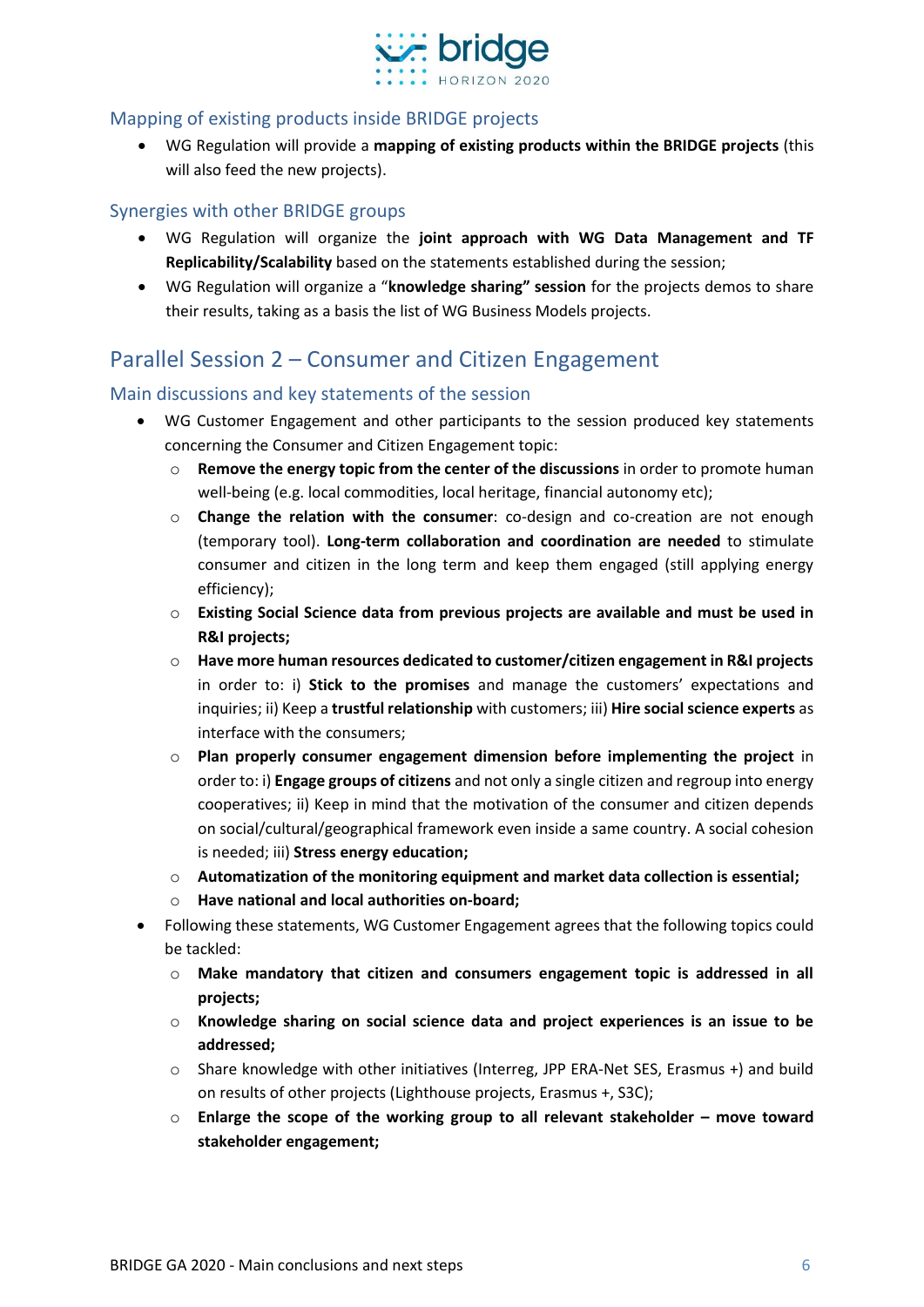### Mapping of existing products inside BRIDGE projects

- WG Regulation will provide a **mapping of existing products within the BRIDGE projects** (this will also feed the new projects).

### Synergies with other BRIDGE groups

- WG Regulation will organize the **joint approach with WG Data Management and TF Replicability/Scalability** based on the statements established during the session;
- WG Regulation will organize a "**knowledge sharing" session** for the projects demos to share their results, taking as a basis the list of WG Business Models projects.

## Parallel Session 2 – Consumer and Citizen Engagement

### Main discussions and key statements of the session

- WG Customer Engagement and other participants to the session produced key statements concerning the Consumer and Citizen Engagement topic:
  - **Remove the energy topic from the center of the discussions** in order to promote human well-being (e.g. local commodities, local heritage, financial autonomy etc);
  - **Change the relation with the consumer**: co-design and co-creation are not enough (temporary tool). **Long-term collaboration and coordination are needed** to stimulate consumer and citizen in the long term and keep them engaged (still applying energy efficiency);
  - **Existing Social Science data from previous projects are available and must be used in R&I projects;**
  - **Have more human resources dedicated to customer/citizen engagement in R&I projects** in order to: i) **Stick to the promises** and manage the customers' expectations and inquiries; ii) Keep a **trustful relationship** with customers; iii) **Hire social science experts** as interface with the consumers;
  - **Plan properly consumer engagement dimension before implementing the project** in order to: i) **Engage groups of citizens** and not only a single citizen and regroup into energy cooperatives; ii) Keep in mind that the motivation of the consumer and citizen depends on social/cultural/geographical framework even inside a same country. A social cohesion is needed; iii) **Stress energy education;**
  - **Automatization of the monitoring equipment and market data collection is essential;**
  - **Have national and local authorities on-board;**
- Following these statements, WG Customer Engagement agrees that the following topics could be tackled:
  - **Make mandatory that citizen and consumers engagement topic is addressed in all projects;**
  - **Knowledge sharing on social science data and project experiences is an issue to be addressed;**
  - Share knowledge with other initiatives (Interreg, JPP ERA-Net SES, Erasmus +) and build on results of other projects (Lighthouse projects, Erasmus +, S3C);
  - **Enlarge the scope of the working group to all relevant stakeholder – move toward stakeholder engagement;**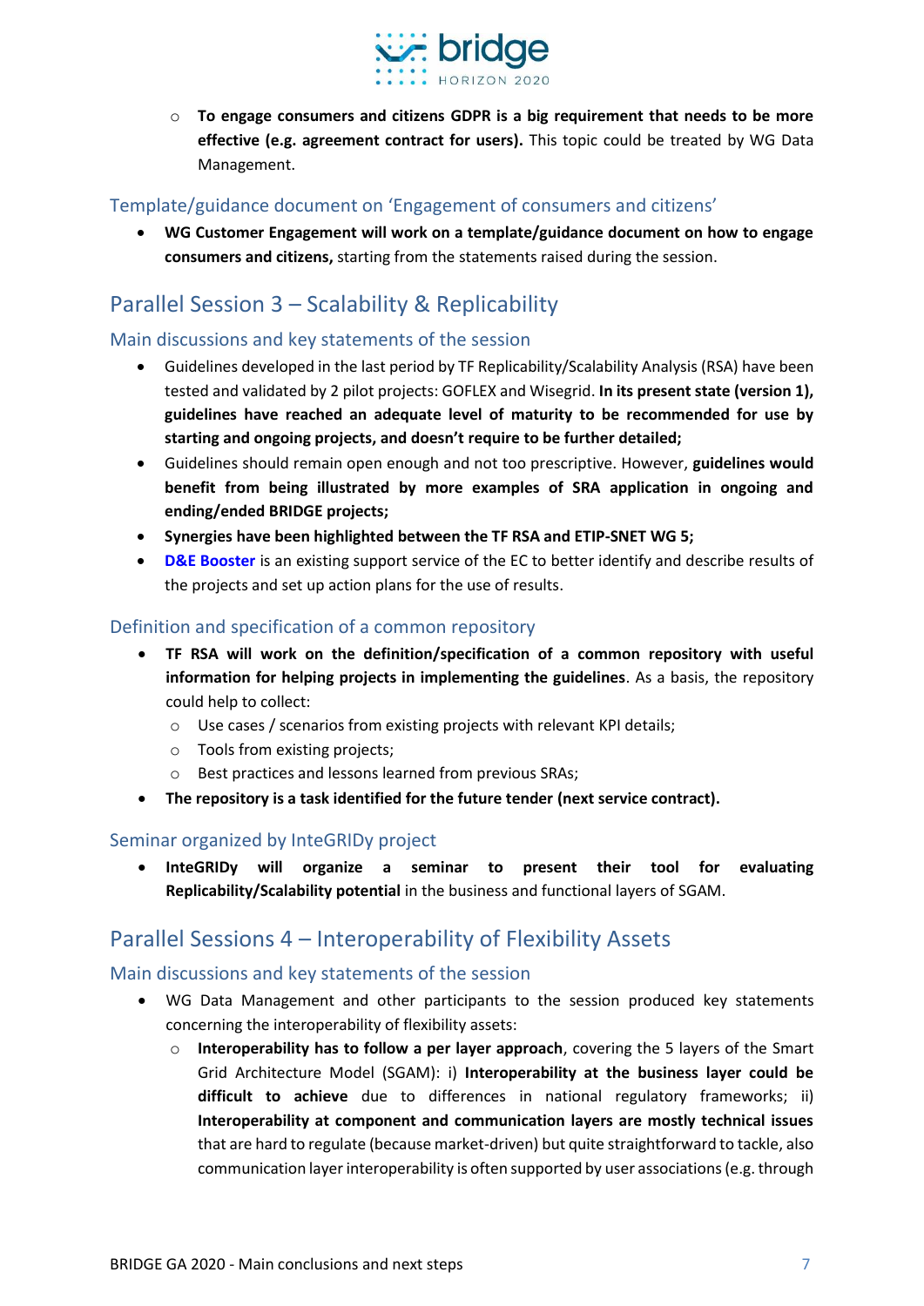- **To engage consumers and citizens GDPR is a big requirement that needs to be more effective (e.g. agreement contract for users).** This topic could be treated by WG Data Management.

### Template/guidance document on 'Engagement of consumers and citizens'

- **WG Customer Engagement will work on a template/guidance document on how to engage consumers and citizens,** starting from the statements raised during the session.

## Parallel Session 3 – Scalability & Replicability

### Main discussions and key statements of the session

- Guidelines developed in the last period by TF Replicability/Scalability Analysis (RSA) have been tested and validated by 2 pilot projects: GOFLEX and Wisegrid. **In its present state (version 1), guidelines have reached an adequate level of maturity to be recommended for use by starting and ongoing projects, and doesn't require to be further detailed;**
- Guidelines should remain open enough and not too prescriptive. However, **guidelines would benefit from being illustrated by more examples of SRA application in ongoing and ending/ended BRIDGE projects;**
- **Synergies have been highlighted between the TF RSA and ETIP-SNET WG 5;**
- **D&E Booster** is an existing support service of the EC to better identify and describe results of the projects and set up action plans for the use of results.

### Definition and specification of a common repository

- **TF RSA will work on the definition/specification of a common repository with useful information for helping projects in implementing the guidelines**. As a basis, the repository could help to collect:
   - Use cases / scenarios from existing projects with relevant KPI details;
   - Tools from existing projects;
   - Best practices and lessons learned from previous SRAs;
- **The repository is a task identified for the future tender (next service contract).**

### Seminar organized by InteGRIDy project

- **InteGRIDy will organize a seminar to present their tool for evaluating Replicability/Scalability potential** in the business and functional layers of SGAM.

## Parallel Sessions 4 – Interoperability of Flexibility Assets

### Main discussions and key statements of the session

- WG Data Management and other participants to the session produced key statements concerning the interoperability of flexibility assets:
   - **Interoperability has to follow a per layer approach**, covering the 5 layers of the Smart Grid Architecture Model (SGAM): i) **Interoperability at the business layer could be difficult to achieve** due to differences in national regulatory frameworks; ii) **Interoperability at component and communication layers are mostly technical issues** that are hard to regulate (because market-driven) but quite straightforward to tackle, also communication layer interoperability is often supported by user associations (e.g. through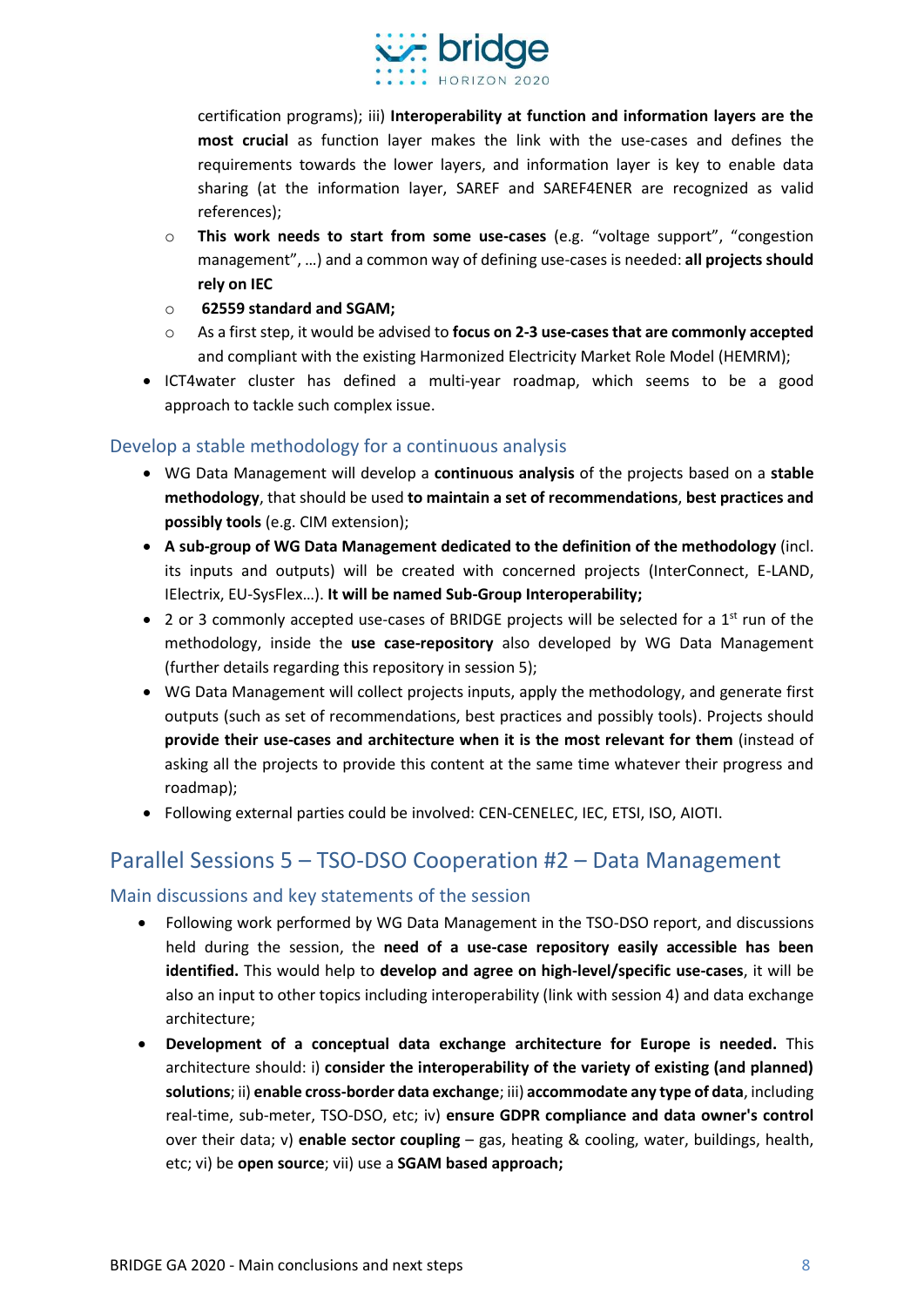certification programs); iii) **Interoperability at function and information layers are the most crucial** as function layer makes the link with the use-cases and defines the requirements towards the lower layers, and information layer is key to enable data sharing (at the information layer, SAREF and SAREF4ENER are recognized as valid references);

  - **This work needs to start from some use-cases** (e.g. "voltage support", "congestion management", …) and a common way of defining use-cases is needed: **all projects should rely on IEC**
  - **62559 standard and SGAM;**
  - As a first step, it would be advised to **focus on 2-3 use-cases that are commonly accepted** and compliant with the existing Harmonized Electricity Market Role Model (HEMRM);
- ICT4water cluster has defined a multi-year roadmap, which seems to be a good approach to tackle such complex issue.

### Develop a stable methodology for a continuous analysis

- WG Data Management will develop a **continuous analysis** of the projects based on a **stable methodology**, that should be used **to maintain a set of recommendations**, **best practices and possibly tools** (e.g. CIM extension);
- **A sub-group of WG Data Management dedicated to the definition of the methodology** (incl. its inputs and outputs) will be created with concerned projects (InterConnect, E-LAND, IElectrix, EU-SysFlex…). **It will be named Sub-Group Interoperability;**
- 2 or 3 commonly accepted use-cases of BRIDGE projects will be selected for a 1st run of the methodology, inside the **use case-repository** also developed by WG Data Management (further details regarding this repository in session 5);
- WG Data Management will collect projects inputs, apply the methodology, and generate first outputs (such as set of recommendations, best practices and possibly tools). Projects should **provide their use-cases and architecture when it is the most relevant for them** (instead of asking all the projects to provide this content at the same time whatever their progress and roadmap);
- Following external parties could be involved: CEN-CENELEC, IEC, ETSI, ISO, AIOTI.

## Parallel Sessions 5 – TSO-DSO Cooperation #2 – Data Management

### Main discussions and key statements of the session

- Following work performed by WG Data Management in the TSO-DSO report, and discussions held during the session, the **need of a use-case repository easily accessible has been identified.** This would help to **develop and agree on high-level/specific use-cases**, it will be also an input to other topics including interoperability (link with session 4) and data exchange architecture;
- **Development of a conceptual data exchange architecture for Europe is needed.** This architecture should: i) **consider the interoperability of the variety of existing (and planned) solutions**; ii) **enable cross-border data exchange**; iii) **accommodate any type of data**, including real-time, sub-meter, TSO-DSO, etc; iv) **ensure GDPR compliance and data owner's control** over their data; v) **enable sector coupling** – gas, heating & cooling, water, buildings, health, etc; vi) be **open source**; vii) use a **SGAM based approach;**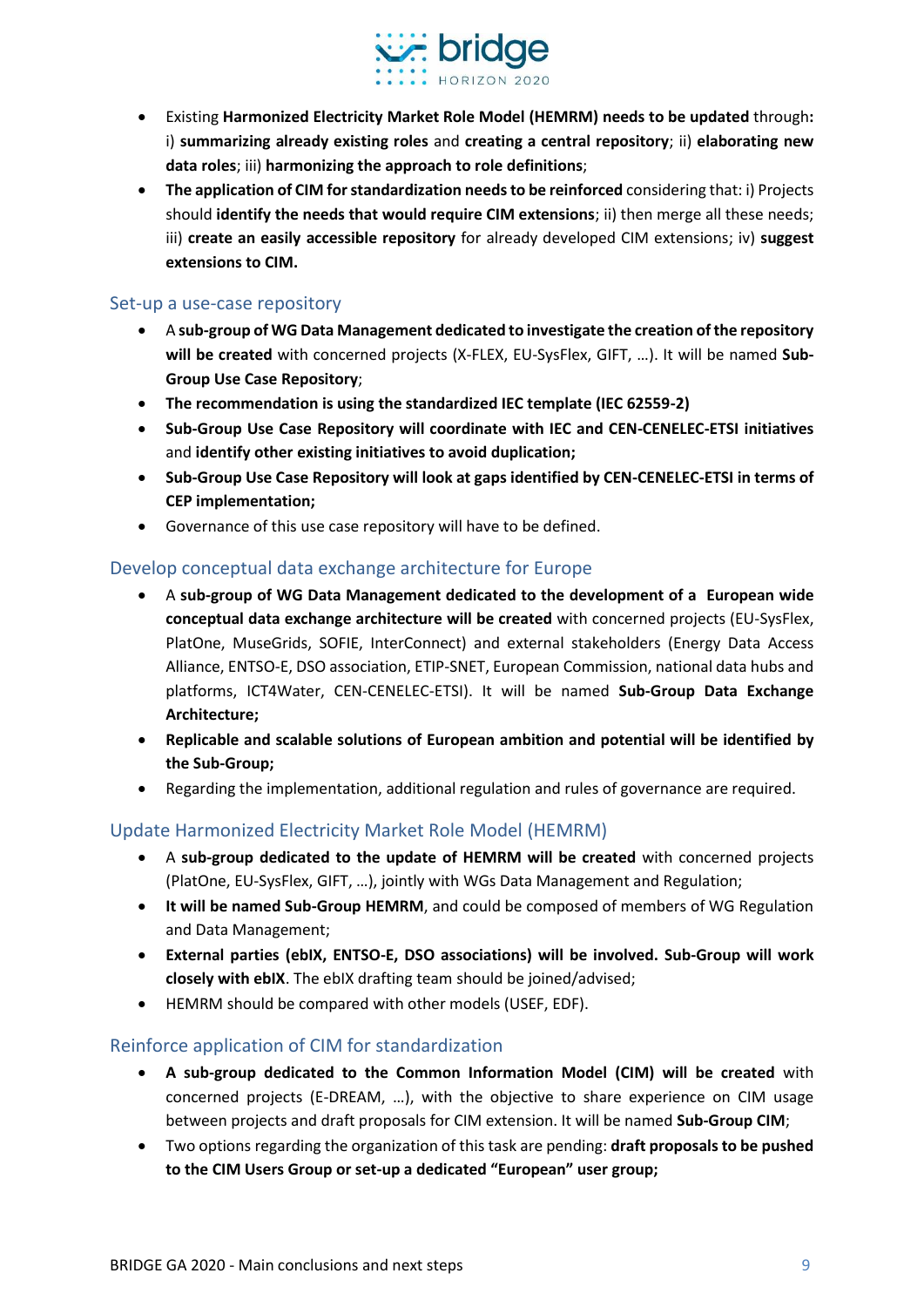- Existing **Harmonized Electricity Market Role Model (HEMRM) needs to be updated** through**:** i) **summarizing already existing roles** and **creating a central repository**; ii) **elaborating new data roles**; iii) **harmonizing the approach to role definitions**;
- **The application of CIM for standardization needs to be reinforced** considering that: i) Projects should **identify the needs that would require CIM extensions**; ii) then merge all these needs; iii) **create an easily accessible repository** for already developed CIM extensions; iv) **suggest extensions to CIM.**

## Set-up a use-case repository

- A **sub-group of WG Data Management dedicated to investigate the creation of the repository will be created** with concerned projects (X-FLEX, EU-SysFlex, GIFT, …). It will be named **Sub-Group Use Case Repository**;
- **The recommendation is using the standardized IEC template (IEC 62559-2)**
- **Sub-Group Use Case Repository will coordinate with IEC and CEN-CENELEC-ETSI initiatives** and **identify other existing initiatives to avoid duplication;**
- **Sub-Group Use Case Repository will look at gaps identified by CEN-CENELEC-ETSI in terms of CEP implementation;**
- Governance of this use case repository will have to be defined.

## Develop conceptual data exchange architecture for Europe

- A **sub-group of WG Data Management dedicated to the development of a European wide conceptual data exchange architecture will be created** with concerned projects (EU-SysFlex, PlatOne, MuseGrids, SOFIE, InterConnect) and external stakeholders (Energy Data Access Alliance, ENTSO-E, DSO association, ETIP-SNET, European Commission, national data hubs and platforms, ICT4Water, CEN-CENELEC-ETSI). It will be named **Sub-Group Data Exchange Architecture;**
- **Replicable and scalable solutions of European ambition and potential will be identified by the Sub-Group;**
- Regarding the implementation, additional regulation and rules of governance are required.

## Update Harmonized Electricity Market Role Model (HEMRM)

- A **sub-group dedicated to the update of HEMRM will be created** with concerned projects (PlatOne, EU-SysFlex, GIFT, …), jointly with WGs Data Management and Regulation;
- **It will be named Sub-Group HEMRM**, and could be composed of members of WG Regulation and Data Management;
- **External parties (ebIX, ENTSO-E, DSO associations) will be involved. Sub-Group will work closely with ebIX**. The ebIX drafting team should be joined/advised;
- HEMRM should be compared with other models (USEF, EDF).

## Reinforce application of CIM for standardization

- **A sub-group dedicated to the Common Information Model (CIM) will be created** with concerned projects (E-DREAM, …), with the objective to share experience on CIM usage between projects and draft proposals for CIM extension. It will be named **Sub-Group CIM**;
- Two options regarding the organization of this task are pending: **draft proposals to be pushed to the CIM Users Group or set-up a dedicated "European" user group;**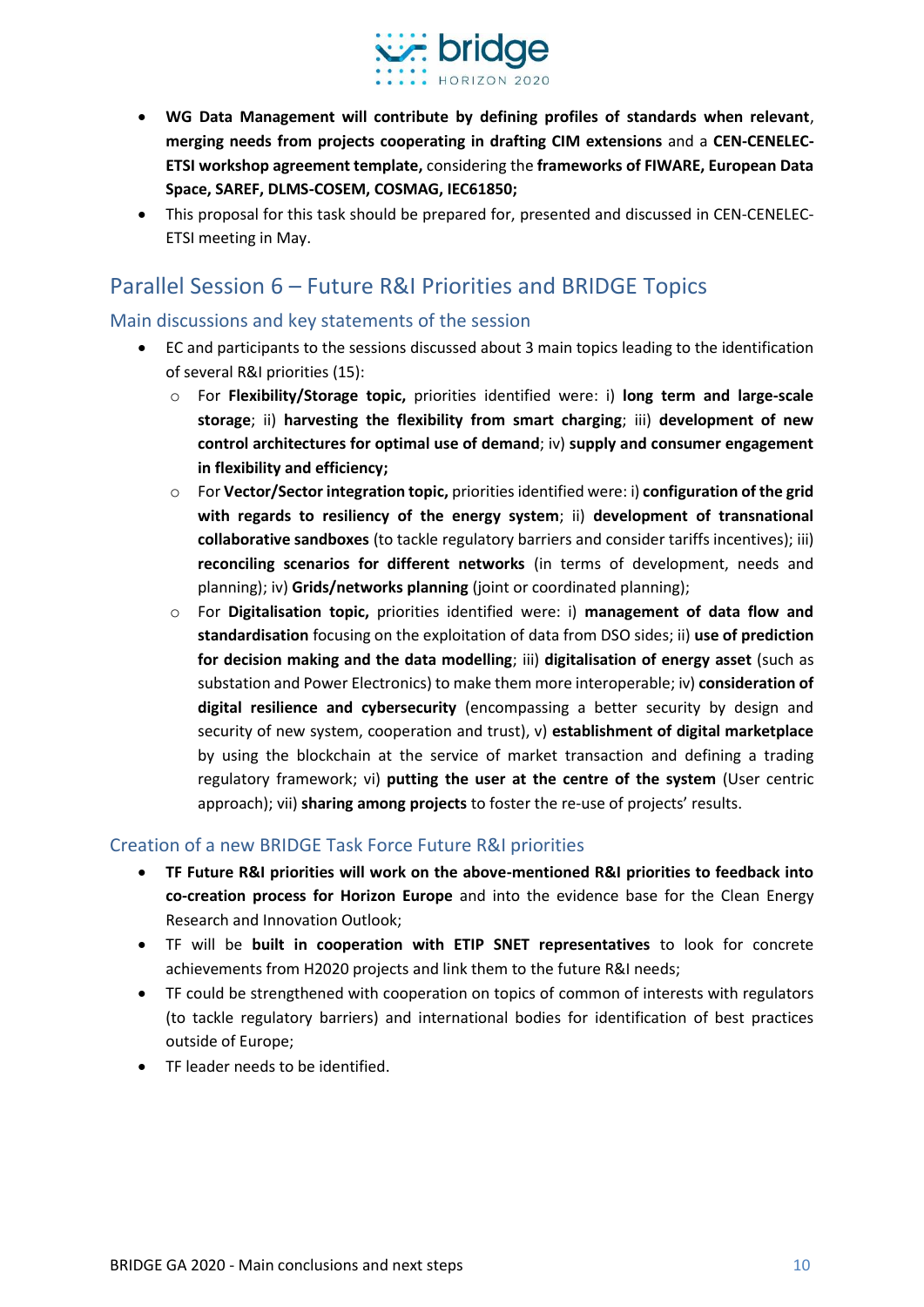- **WG Data Management will contribute by defining profiles of standards when relevant**, **merging needs from projects cooperating in drafting CIM extensions** and a **CEN-CENELEC-ETSI workshop agreement template,** considering the **frameworks of FIWARE, European Data Space, SAREF, DLMS-COSEM, COSMAG, IEC61850;**
- This proposal for this task should be prepared for, presented and discussed in CEN-CENELEC-ETSI meeting in May.

## Parallel Session 6 – Future R&I Priorities and BRIDGE Topics

### Main discussions and key statements of the session

- EC and participants to the sessions discussed about 3 main topics leading to the identification of several R&I priorities (15):
  - For **Flexibility/Storage topic,** priorities identified were: i) **long term and large-scale storage**; ii) **harvesting the flexibility from smart charging**; iii) **development of new control architectures for optimal use of demand**; iv) **supply and consumer engagement in flexibility and efficiency;**
  - For **Vector/Sector integration topic,** priorities identified were: i) **configuration of the grid with regards to resiliency of the energy system**; ii) **development of transnational collaborative sandboxes** (to tackle regulatory barriers and consider tariffs incentives); iii) **reconciling scenarios for different networks** (in terms of development, needs and planning); iv) **Grids/networks planning** (joint or coordinated planning);
  - For **Digitalisation topic,** priorities identified were: i) **management of data flow and standardisation** focusing on the exploitation of data from DSO sides; ii) **use of prediction for decision making and the data modelling**; iii) **digitalisation of energy asset** (such as substation and Power Electronics) to make them more interoperable; iv) **consideration of digital resilience and cybersecurity** (encompassing a better security by design and security of new system, cooperation and trust), v) **establishment of digital marketplace** by using the blockchain at the service of market transaction and defining a trading regulatory framework; vi) **putting the user at the centre of the system** (User centric approach); vii) **sharing among projects** to foster the re-use of projects' results.

### Creation of a new BRIDGE Task Force Future R&I priorities

- **TF Future R&I priorities will work on the above-mentioned R&I priorities to feedback into co-creation process for Horizon Europe** and into the evidence base for the Clean Energy Research and Innovation Outlook;
- TF will be **built in cooperation with ETIP SNET representatives** to look for concrete achievements from H2020 projects and link them to the future R&I needs;
- TF could be strengthened with cooperation on topics of common of interests with regulators (to tackle regulatory barriers) and international bodies for identification of best practices outside of Europe;
- TF leader needs to be identified.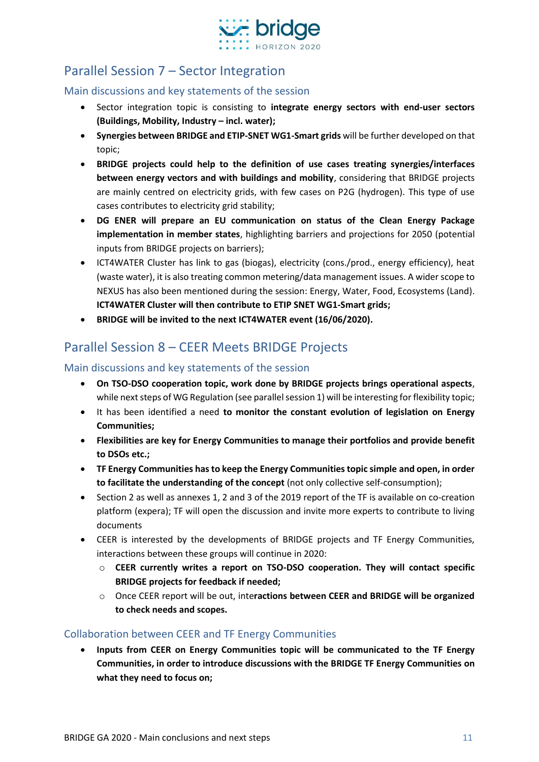## Parallel Session 7 – Sector Integration

### Main discussions and key statements of the session

- Sector integration topic is consisting to **integrate energy sectors with end-user sectors (Buildings, Mobility, Industry – incl. water);**
- **Synergies between BRIDGE and ETIP-SNET WG1-Smart grids** will be further developed on that topic;
- **BRIDGE projects could help to the definition of use cases treating synergies/interfaces between energy vectors and with buildings and mobility**, considering that BRIDGE projects are mainly centred on electricity grids, with few cases on P2G (hydrogen). This type of use cases contributes to electricity grid stability;
- **DG ENER will prepare an EU communication on status of the Clean Energy Package implementation in member states**, highlighting barriers and projections for 2050 (potential inputs from BRIDGE projects on barriers);
- ICT4WATER Cluster has link to gas (biogas), electricity (cons./prod., energy efficiency), heat (waste water), it is also treating common metering/data management issues. A wider scope to NEXUS has also been mentioned during the session: Energy, Water, Food, Ecosystems (Land). **ICT4WATER Cluster will then contribute to ETIP SNET WG1-Smart grids;**
- **BRIDGE will be invited to the next ICT4WATER event (16/06/2020).**

## Parallel Session 8 – CEER Meets BRIDGE Projects

### Main discussions and key statements of the session

- **On TSO-DSO cooperation topic, work done by BRIDGE projects brings operational aspects**, while next steps of WG Regulation (see parallel session 1) will be interesting for flexibility topic;
- It has been identified a need **to monitor the constant evolution of legislation on Energy Communities;**
- **Flexibilities are key for Energy Communities to manage their portfolios and provide benefit to DSOs etc.;**
- **TF Energy Communities has to keep the Energy Communities topic simple and open, in order to facilitate the understanding of the concept** (not only collective self-consumption);
- Section 2 as well as annexes 1, 2 and 3 of the 2019 report of the TF is available on co-creation platform (expera); TF will open the discussion and invite more experts to contribute to living documents
- CEER is interested by the developments of BRIDGE projects and TF Energy Communities, interactions between these groups will continue in 2020:
  - **CEER currently writes a report on TSO-DSO cooperation. They will contact specific BRIDGE projects for feedback if needed;**
  - Once CEER report will be out, inte**ractions between CEER and BRIDGE will be organized to check needs and scopes.**

### Collaboration between CEER and TF Energy Communities

- **Inputs from CEER on Energy Communities topic will be communicated to the TF Energy Communities, in order to introduce discussions with the BRIDGE TF Energy Communities on what they need to focus on;**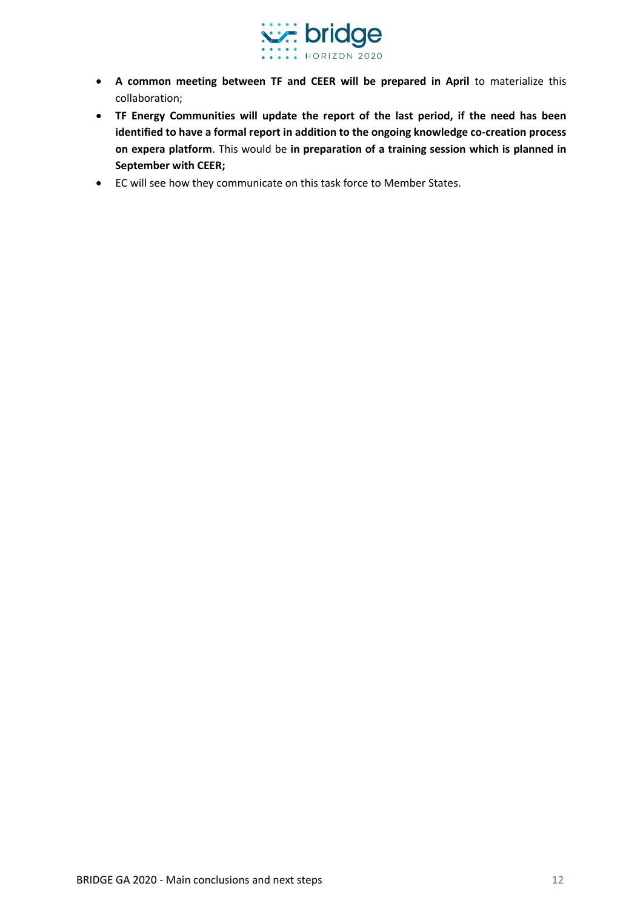- **A common meeting between TF and CEER will be prepared in April** to materialize this collaboration;
- **TF Energy Communities will update the report of the last period, if the need has been identified to have a formal report in addition to the ongoing knowledge co-creation process on expera platform**. This would be **in preparation of a training session which is planned in September with CEER;**
- EC will see how they communicate on this task force to Member States.